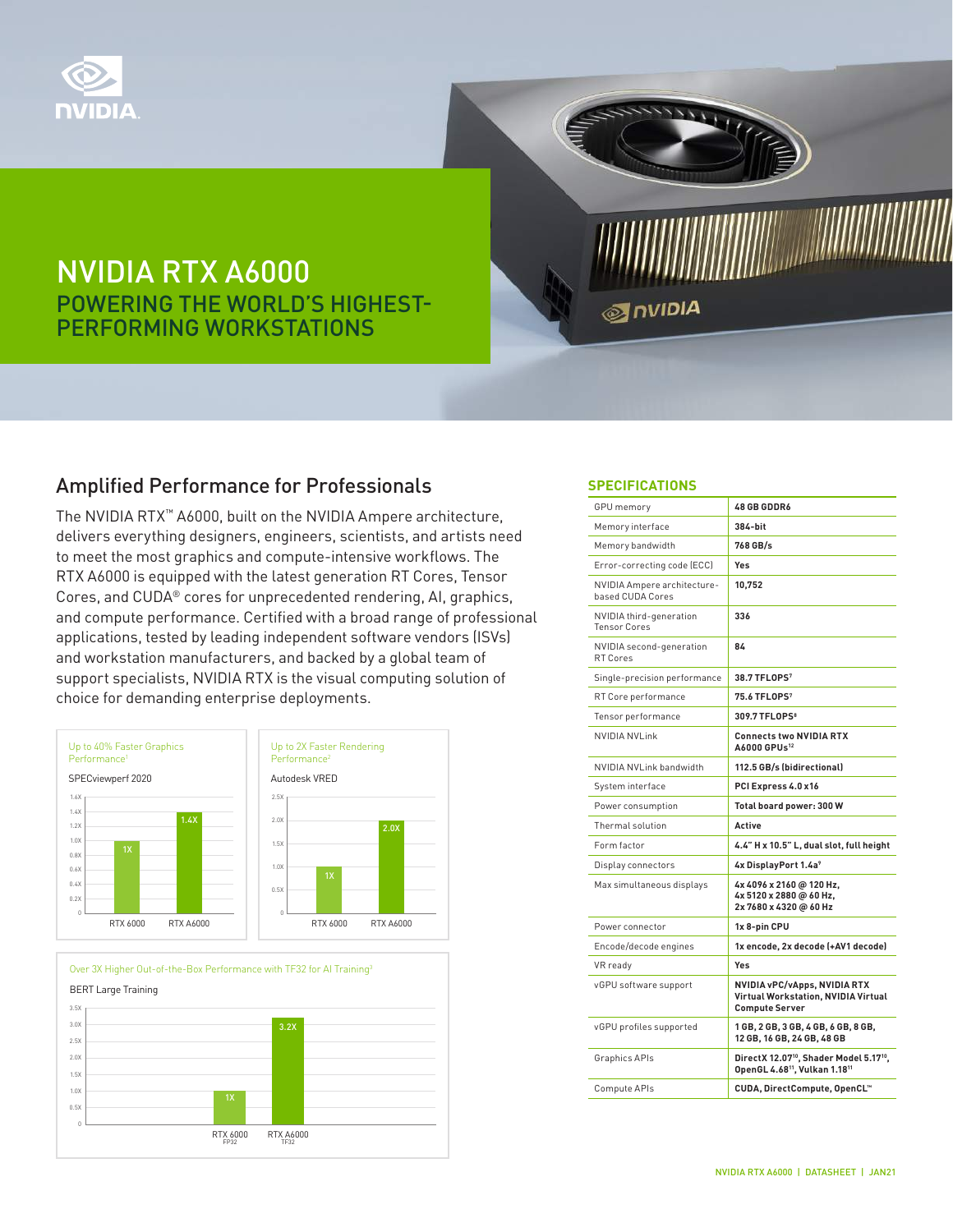# NVIDIA RTX A6000

## POWERING THE WORLD'S HIGHEST-PERFORMING WORKSTATIONS

## Amplified Performance for Professionals

The NVIDIA RTX™ A6000, built on the NVIDIA Ampere architecture, delivers everything designers, engineers, scientists, and artists need to meet the most graphics and compute-intensive workflows. The RTX A6000 is equipped with the latest generation RT Cores, Tensor Cores, and CUDA® cores for unprecedented rendering, AI, graphics, and compute performance. Certified with a broad range of professional applications, tested by leading independent software vendors (ISVs) and workstation manufacturers, and backed by a global team of support specialists, NVIDIA RTX is the visual computing solution of choice for demanding enterprise deployments.

Up to 40% Faster Graphics Performance[1]

SPECviewperf 2020

| | RTX 6000 | RTX A6000 |
|---|---|---|
| Relative performance | 1X | 1.4X |

Up to 2X Faster Rendering Performance[2]

Autodesk VRED

| | RTX 6000 | RTX A6000 |
|---|---|---|
| Relative performance | 1X | 2.0X |

Over 3X Higher Out-of-the-Box Performance with TF32 for AI Training[3]

BERT Large Training

| | RTX 6000 (FP32) | RTX A6000 (TF32) |
|---|---|---|
| Relative performance | 1X | 3.2X |

## SPECIFICATIONS

| | |
|---|---|
| GPU memory | **48 GB GDDR6** |
| Memory interface | **384-bit** |
| Memory bandwidth | **768 GB/s** |
| Error-correcting code (ECC) | **Yes** |
| NVIDIA Ampere architecture-based CUDA Cores | **10,752** |
| NVIDIA third-generation Tensor Cores | **336** |
| NVIDIA second-generation RT Cores | **84** |
| Single-precision performance | **38.7 TFLOPS[7]** |
| RT Core performance | **75.6 TFLOPS[7]** |
| Tensor performance | **309.7 TFLOPS[8]** |
| NVIDIA NVLink | **Connects two NVIDIA RTX A6000 GPUs[12]** |
| NVIDIA NVLink bandwidth | **112.5 GB/s (bidirectional)** |
| System interface | **PCI Express 4.0 x16** |
| Power consumption | **Total board power: 300 W** |
| Thermal solution | **Active** |
| Form factor | **4.4" H x 10.5" L, dual slot, full height** |
| Display connectors | **4x DisplayPort 1.4a[9]** |
| Max simultaneous displays | **4x 4096 x 2160 @ 120 Hz, 4x 5120 x 2880 @ 60 Hz, 2x 7680 x 4320 @ 60 Hz** |
| Power connector | **1x 8-pin CPU** |
| Encode/decode engines | **1x encode, 2x decode (+AV1 decode)** |
| VR ready | **Yes** |
| vGPU software support | **NVIDIA vPC/vApps, NVIDIA RTX Virtual Workstation, NVIDIA Virtual Compute Server** |
| vGPU profiles supported | **1 GB, 2 GB, 3 GB, 4 GB, 6 GB, 8 GB, 12 GB, 16 GB, 24 GB, 48 GB** |
| Graphics APIs | **DirectX 12.07[10], Shader Model 5.17[10], OpenGL 4.68[11], Vulkan 1.18[11]** |
| Compute APIs | **CUDA, DirectCompute, OpenCL™** |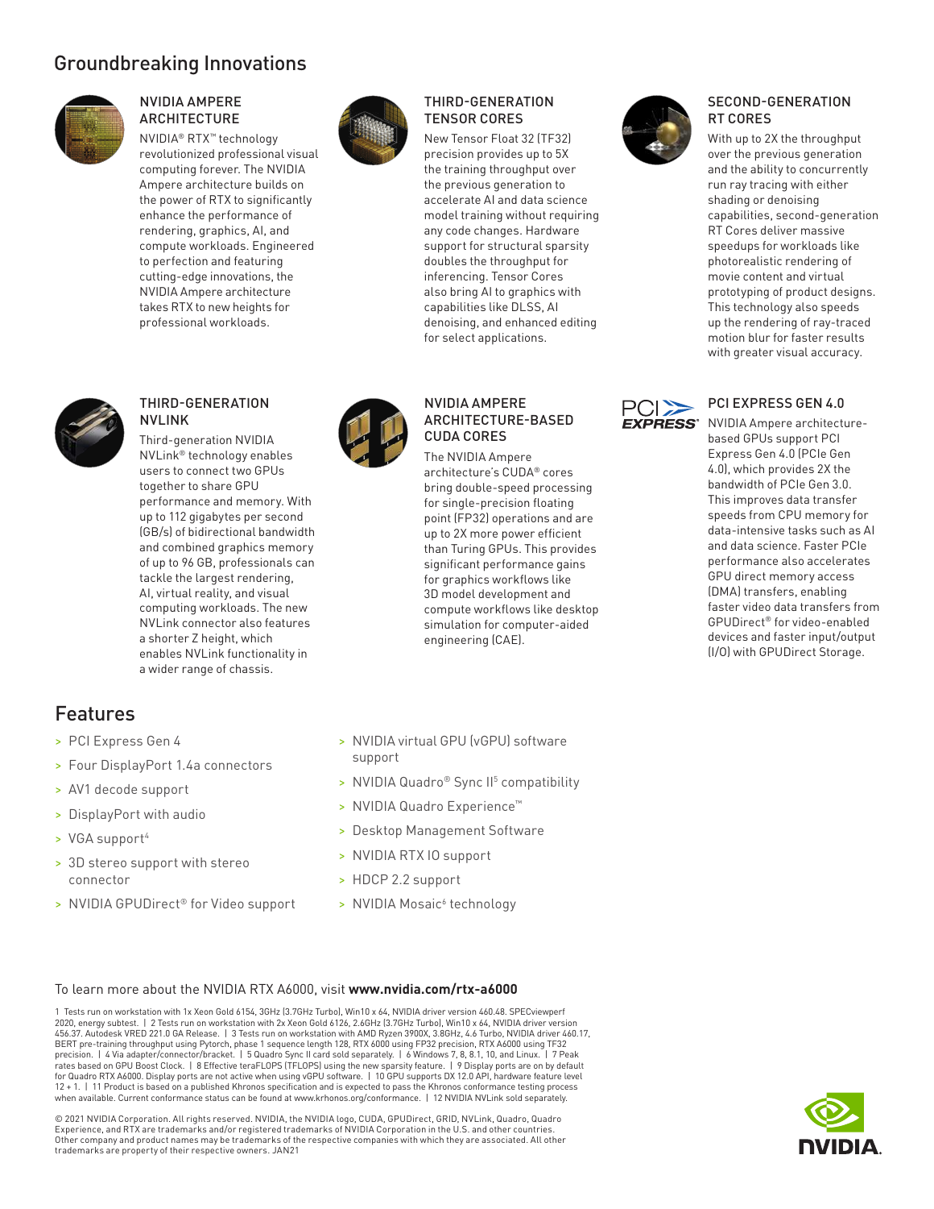## Groundbreaking Innovations

### NVIDIA AMPERE ARCHITECTURE

NVIDIA® RTX™ technology revolutionized professional visual computing forever. The NVIDIA Ampere architecture builds on the power of RTX to significantly enhance the performance of rendering, graphics, AI, and compute workloads. Engineered to perfection and featuring cutting-edge innovations, the NVIDIA Ampere architecture takes RTX to new heights for professional workloads.

### THIRD-GENERATION TENSOR CORES

New Tensor Float 32 (TF32) precision provides up to 5X the training throughput over the previous generation to accelerate AI and data science model training without requiring any code changes. Hardware support for structural sparsity doubles the throughput for inferencing. Tensor Cores also bring AI to graphics with capabilities like DLSS, AI denoising, and enhanced editing for select applications.

### SECOND-GENERATION RT CORES

With up to 2X the throughput over the previous generation and the ability to concurrently run ray tracing with either shading or denoising capabilities, second-generation RT Cores deliver massive speedups for workloads like photorealistic rendering of movie content and virtual prototyping of product designs. This technology also speeds up the rendering of ray-traced motion blur for faster results with greater visual accuracy.

### THIRD-GENERATION NVLINK

Third-generation NVIDIA NVLink® technology enables users to connect two GPUs together to share GPU performance and memory. With up to 112 gigabytes per second (GB/s) of bidirectional bandwidth and combined graphics memory of up to 96 GB, professionals can tackle the largest rendering, AI, virtual reality, and visual computing workloads. The new NVLink connector also features a shorter Z height, which enables NVLink functionality in a wider range of chassis.

### NVIDIA AMPERE ARCHITECTURE-BASED CUDA CORES

The NVIDIA Ampere architecture's CUDA® cores bring double-speed processing for single-precision floating point (FP32) operations and are up to 2X more power efficient than Turing GPUs. This provides significant performance gains for graphics workflows like 3D model development and compute workflows like desktop simulation for computer-aided engineering (CAE).

### PCI EXPRESS GEN 4.0

NVIDIA Ampere architecture-based GPUs support PCI Express Gen 4.0 (PCIe Gen 4.0), which provides 2X the bandwidth of PCIe Gen 3.0. This improves data transfer speeds from CPU memory for data-intensive tasks such as AI and data science. Faster PCIe performance also accelerates GPU direct memory access (DMA) transfers, enabling faster video data transfers from GPUDirect® for video-enabled devices and faster input/output (I/O) with GPUDirect Storage.

## Features

- PCI Express Gen 4
- Four DisplayPort 1.4a connectors
- AV1 decode support
- DisplayPort with audio
- VGA support[4]
- 3D stereo support with stereo connector
- NVIDIA GPUDirect® for Video support
- NVIDIA virtual GPU (vGPU) software support
- NVIDIA Quadro® Sync II[5] compatibility
- NVIDIA Quadro Experience™
- Desktop Management Software
- NVIDIA RTX IO support
- HDCP 2.2 support
- NVIDIA Mosaic[6] technology

To learn more about the NVIDIA RTX A6000, visit **www.nvidia.com/rtx-a6000**

1 Tests run on workstation with 1x Xeon Gold 6154, 3GHz (3.7GHz Turbo), Win10 x 64, NVIDIA driver version 460.48. SPECviewperf 2020, energy subtest. | 2 Tests run on workstation with 2x Xeon Gold 6126, 2.6GHz (3.7GHz Turbo), Win10 x 64, NVIDIA driver version 456.37. Autodesk VRED 221.0 GA Release. | 3 Tests run on workstation with AMD Ryzen 3900X, 3.8GHz, 4.6 Turbo, NVIDIA driver 460.17, BERT pre-training throughput using Pytorch, phase 1 sequence length 128, RTX 6000 using FP32 precision, RTX A6000 using TF32 precision. | 4 Via adapter/connector/bracket. | 5 Quadro Sync II card sold separately. | 6 Windows 7, 8, 8.1, 10, and Linux. | 7 Peak rates based on GPU Boost Clock. | 8 Effective teraFLOPS (TFLOPS) using the new sparsity feature. | 9 Display ports are on by default for Quadro RTX A6000. Display ports are not active when using vGPU software. | 10 GPU supports DX 12.0 API, hardware feature level 12 + 1. | 11 Product is based on a published Khronos specification and is expected to pass the Khronos conformance testing process when available. Current conformance status can be found at www.krhonos.org/conformance. | 12 NVIDIA NVLink sold separately.

© 2021 NVIDIA Corporation. All rights reserved. NVIDIA, the NVIDIA logo, CUDA, GPUDirect, GRID, NVLink, Quadro, Quadro Experience, and RTX are trademarks and/or registered trademarks of NVIDIA Corporation in the U.S. and other countries. Other company and product names may be trademarks of the respective companies with which they are associated. All other trademarks are property of their respective owners. JAN21